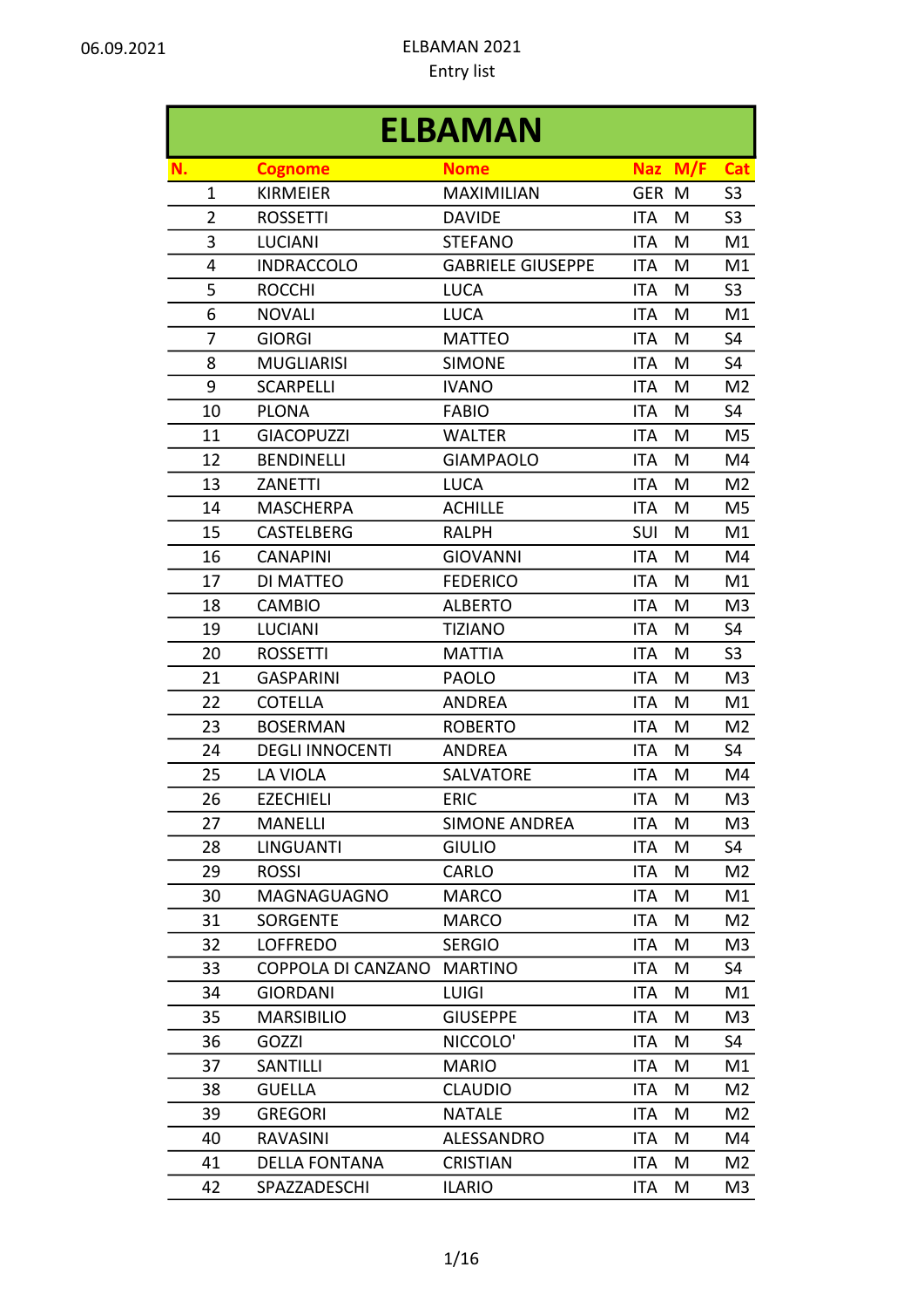06.09.2021

ELBAMAN 2021
Entry list

# ELBAMAN

| N. | Cognome | Nome | Naz | M/F | Cat |
|---|---|---|---|---|---|
| 1 | KIRMEIER | MAXIMILIAN | GER | M | S3 |
| 2 | ROSSETTI | DAVIDE | ITA | M | S3 |
| 3 | LUCIANI | STEFANO | ITA | M | M1 |
| 4 | INDRACCOLO | GABRIELE GIUSEPPE | ITA | M | M1 |
| 5 | ROCCHI | LUCA | ITA | M | S3 |
| 6 | NOVALI | LUCA | ITA | M | M1 |
| 7 | GIORGI | MATTEO | ITA | M | S4 |
| 8 | MUGLIARISI | SIMONE | ITA | M | S4 |
| 9 | SCARPELLI | IVANO | ITA | M | M2 |
| 10 | PLONA | FABIO | ITA | M | S4 |
| 11 | GIACOPUZZI | WALTER | ITA | M | M5 |
| 12 | BENDINELLI | GIAMPAOLO | ITA | M | M4 |
| 13 | ZANETTI | LUCA | ITA | M | M2 |
| 14 | MASCHERPA | ACHILLE | ITA | M | M5 |
| 15 | CASTELBERG | RALPH | SUI | M | M1 |
| 16 | CANAPINI | GIOVANNI | ITA | M | M4 |
| 17 | DI MATTEO | FEDERICO | ITA | M | M1 |
| 18 | CAMBIO | ALBERTO | ITA | M | M3 |
| 19 | LUCIANI | TIZIANO | ITA | M | S4 |
| 20 | ROSSETTI | MATTIA | ITA | M | S3 |
| 21 | GASPARINI | PAOLO | ITA | M | M3 |
| 22 | COTELLA | ANDREA | ITA | M | M1 |
| 23 | BOSERMAN | ROBERTO | ITA | M | M2 |
| 24 | DEGLI INNOCENTI | ANDREA | ITA | M | S4 |
| 25 | LA VIOLA | SALVATORE | ITA | M | M4 |
| 26 | EZECHIELI | ERIC | ITA | M | M3 |
| 27 | MANELLI | SIMONE ANDREA | ITA | M | M3 |
| 28 | LINGUANTI | GIULIO | ITA | M | S4 |
| 29 | ROSSI | CARLO | ITA | M | M2 |
| 30 | MAGNAGUAGNO | MARCO | ITA | M | M1 |
| 31 | SORGENTE | MARCO | ITA | M | M2 |
| 32 | LOFFREDO | SERGIO | ITA | M | M3 |
| 33 | COPPOLA DI CANZANO | MARTINO | ITA | M | S4 |
| 34 | GIORDANI | LUIGI | ITA | M | M1 |
| 35 | MARSIBILIO | GIUSEPPE | ITA | M | M3 |
| 36 | GOZZI | NICCOLO' | ITA | M | S4 |
| 37 | SANTILLI | MARIO | ITA | M | M1 |
| 38 | GUELLA | CLAUDIO | ITA | M | M2 |
| 39 | GREGORI | NATALE | ITA | M | M2 |
| 40 | RAVASINI | ALESSANDRO | ITA | M | M4 |
| 41 | DELLA FONTANA | CRISTIAN | ITA | M | M2 |
| 42 | SPAZZADESCHI | ILARIO | ITA | M | M3 |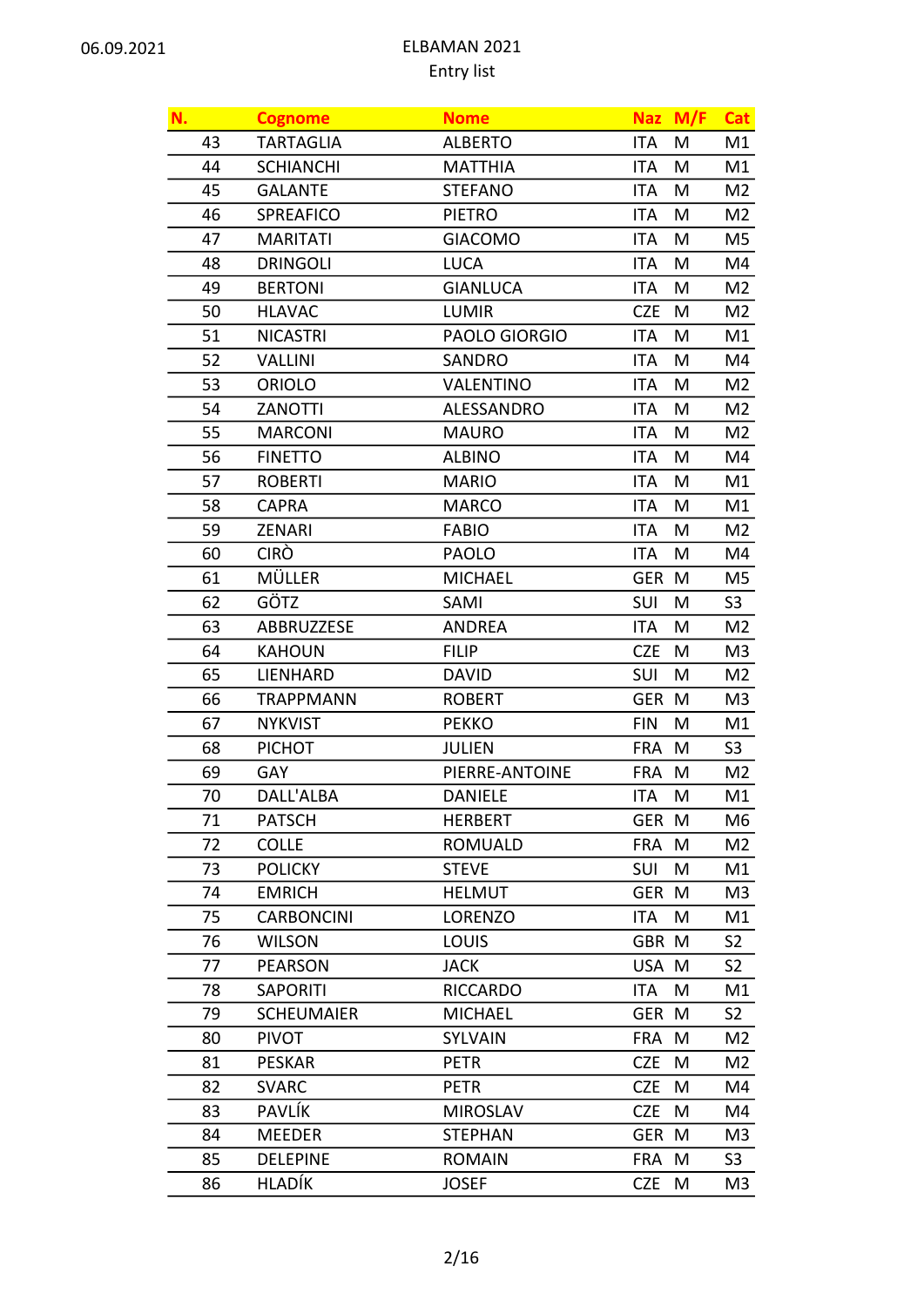06.09.2021

ELBAMAN 2021
Entry list

| N. | Cognome | Nome | Naz | M/F | Cat |
|---|---|---|---|---|---|
| 43 | TARTAGLIA | ALBERTO | ITA | M | M1 |
| 44 | SCHIANCHI | MATTHIA | ITA | M | M1 |
| 45 | GALANTE | STEFANO | ITA | M | M2 |
| 46 | SPREAFICO | PIETRO | ITA | M | M2 |
| 47 | MARITATI | GIACOMO | ITA | M | M5 |
| 48 | DRINGOLI | LUCA | ITA | M | M4 |
| 49 | BERTONI | GIANLUCA | ITA | M | M2 |
| 50 | HLAVAC | LUMIR | CZE | M | M2 |
| 51 | NICASTRI | PAOLO GIORGIO | ITA | M | M1 |
| 52 | VALLINI | SANDRO | ITA | M | M4 |
| 53 | ORIOLO | VALENTINO | ITA | M | M2 |
| 54 | ZANOTTI | ALESSANDRO | ITA | M | M2 |
| 55 | MARCONI | MAURO | ITA | M | M2 |
| 56 | FINETTO | ALBINO | ITA | M | M4 |
| 57 | ROBERTI | MARIO | ITA | M | M1 |
| 58 | CAPRA | MARCO | ITA | M | M1 |
| 59 | ZENARI | FABIO | ITA | M | M2 |
| 60 | CIRÒ | PAOLO | ITA | M | M4 |
| 61 | MÜLLER | MICHAEL | GER | M | M5 |
| 62 | GÖTZ | SAMI | SUI | M | S3 |
| 63 | ABBRUZZESE | ANDREA | ITA | M | M2 |
| 64 | KAHOUN | FILIP | CZE | M | M3 |
| 65 | LIENHARD | DAVID | SUI | M | M2 |
| 66 | TRAPPMANN | ROBERT | GER | M | M3 |
| 67 | NYKVIST | PEKKO | FIN | M | M1 |
| 68 | PICHOT | JULIEN | FRA | M | S3 |
| 69 | GAY | PIERRE-ANTOINE | FRA | M | M2 |
| 70 | DALL'ALBA | DANIELE | ITA | M | M1 |
| 71 | PATSCH | HERBERT | GER | M | M6 |
| 72 | COLLE | ROMUALD | FRA | M | M2 |
| 73 | POLICKY | STEVE | SUI | M | M1 |
| 74 | EMRICH | HELMUT | GER | M | M3 |
| 75 | CARBONCINI | LORENZO | ITA | M | M1 |
| 76 | WILSON | LOUIS | GBR | M | S2 |
| 77 | PEARSON | JACK | USA | M | S2 |
| 78 | SAPORITI | RICCARDO | ITA | M | M1 |
| 79 | SCHEUMAIER | MICHAEL | GER | M | S2 |
| 80 | PIVOT | SYLVAIN | FRA | M | M2 |
| 81 | PESKAR | PETR | CZE | M | M2 |
| 82 | SVARC | PETR | CZE | M | M4 |
| 83 | PAVLÍK | MIROSLAV | CZE | M | M4 |
| 84 | MEEDER | STEPHAN | GER | M | M3 |
| 85 | DELEPINE | ROMAIN | FRA | M | S3 |
| 86 | HLADÍK | JOSEF | CZE | M | M3 |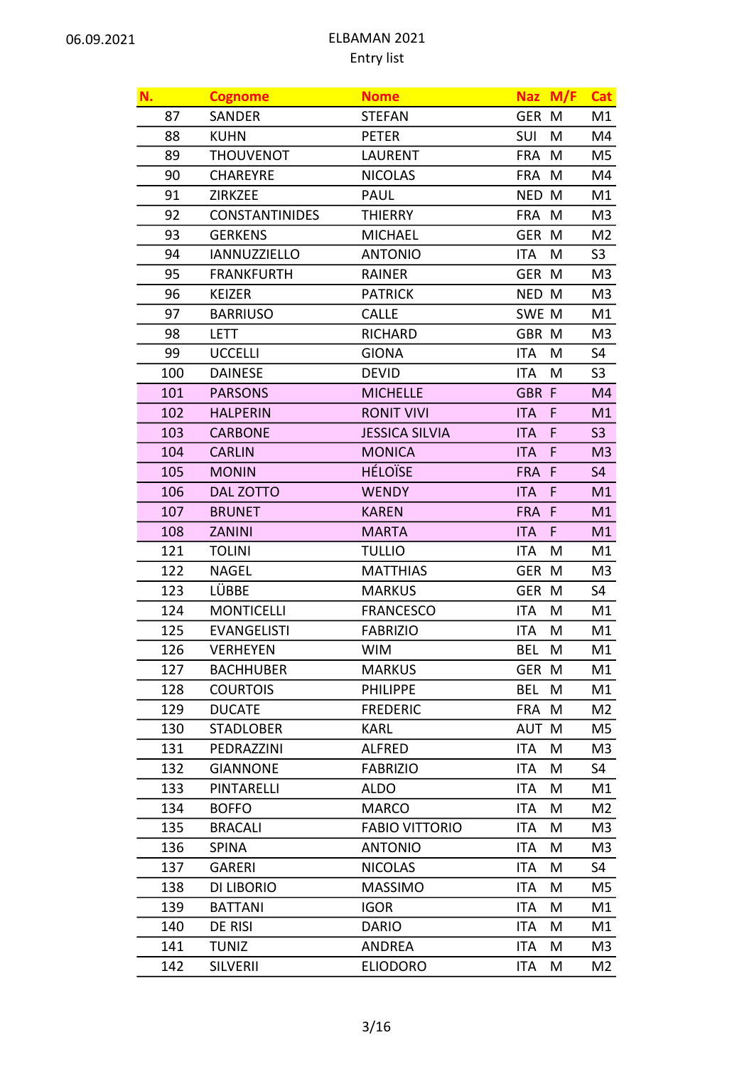ELBAMAN 2021

Entry list

| N. | Cognome | Nome | Naz | M/F | Cat |
|---|---|---|---|---|---|
| 87 | SANDER | STEFAN | GER | M | M1 |
| 88 | KUHN | PETER | SUI | M | M4 |
| 89 | THOUVENOT | LAURENT | FRA | M | M5 |
| 90 | CHAREYRE | NICOLAS | FRA | M | M4 |
| 91 | ZIRKZEE | PAUL | NED | M | M1 |
| 92 | CONSTANTINIDES | THIERRY | FRA | M | M3 |
| 93 | GERKENS | MICHAEL | GER | M | M2 |
| 94 | IANNUZZIELLO | ANTONIO | ITA | M | S3 |
| 95 | FRANKFURTH | RAINER | GER | M | M3 |
| 96 | KEIZER | PATRICK | NED | M | M3 |
| 97 | BARRIUSO | CALLE | SWE | M | M1 |
| 98 | LETT | RICHARD | GBR | M | M3 |
| 99 | UCCELLI | GIONA | ITA | M | S4 |
| 100 | DAINESE | DEVID | ITA | M | S3 |
| 101 | PARSONS | MICHELLE | GBR | F | M4 |
| 102 | HALPERIN | RONIT VIVI | ITA | F | M1 |
| 103 | CARBONE | JESSICA SILVIA | ITA | F | S3 |
| 104 | CARLIN | MONICA | ITA | F | M3 |
| 105 | MONIN | HÉLOÏSE | FRA | F | S4 |
| 106 | DAL ZOTTO | WENDY | ITA | F | M1 |
| 107 | BRUNET | KAREN | FRA | F | M1 |
| 108 | ZANINI | MARTA | ITA | F | M1 |
| 121 | TOLINI | TULLIO | ITA | M | M1 |
| 122 | NAGEL | MATTHIAS | GER | M | M3 |
| 123 | LÜBBE | MARKUS | GER | M | S4 |
| 124 | MONTICELLI | FRANCESCO | ITA | M | M1 |
| 125 | EVANGELISTI | FABRIZIO | ITA | M | M1 |
| 126 | VERHEYEN | WIM | BEL | M | M1 |
| 127 | BACHHUBER | MARKUS | GER | M | M1 |
| 128 | COURTOIS | PHILIPPE | BEL | M | M1 |
| 129 | DUCATE | FREDERIC | FRA | M | M2 |
| 130 | STADLOBER | KARL | AUT | M | M5 |
| 131 | PEDRAZZINI | ALFRED | ITA | M | M3 |
| 132 | GIANNONE | FABRIZIO | ITA | M | S4 |
| 133 | PINTARELLI | ALDO | ITA | M | M1 |
| 134 | BOFFO | MARCO | ITA | M | M2 |
| 135 | BRACALI | FABIO VITTORIO | ITA | M | M3 |
| 136 | SPINA | ANTONIO | ITA | M | M3 |
| 137 | GARERI | NICOLAS | ITA | M | S4 |
| 138 | DI LIBORIO | MASSIMO | ITA | M | M5 |
| 139 | BATTANI | IGOR | ITA | M | M1 |
| 140 | DE RISI | DARIO | ITA | M | M1 |
| 141 | TUNIZ | ANDREA | ITA | M | M3 |
| 142 | SILVERII | ELIODORO | ITA | M | M2 |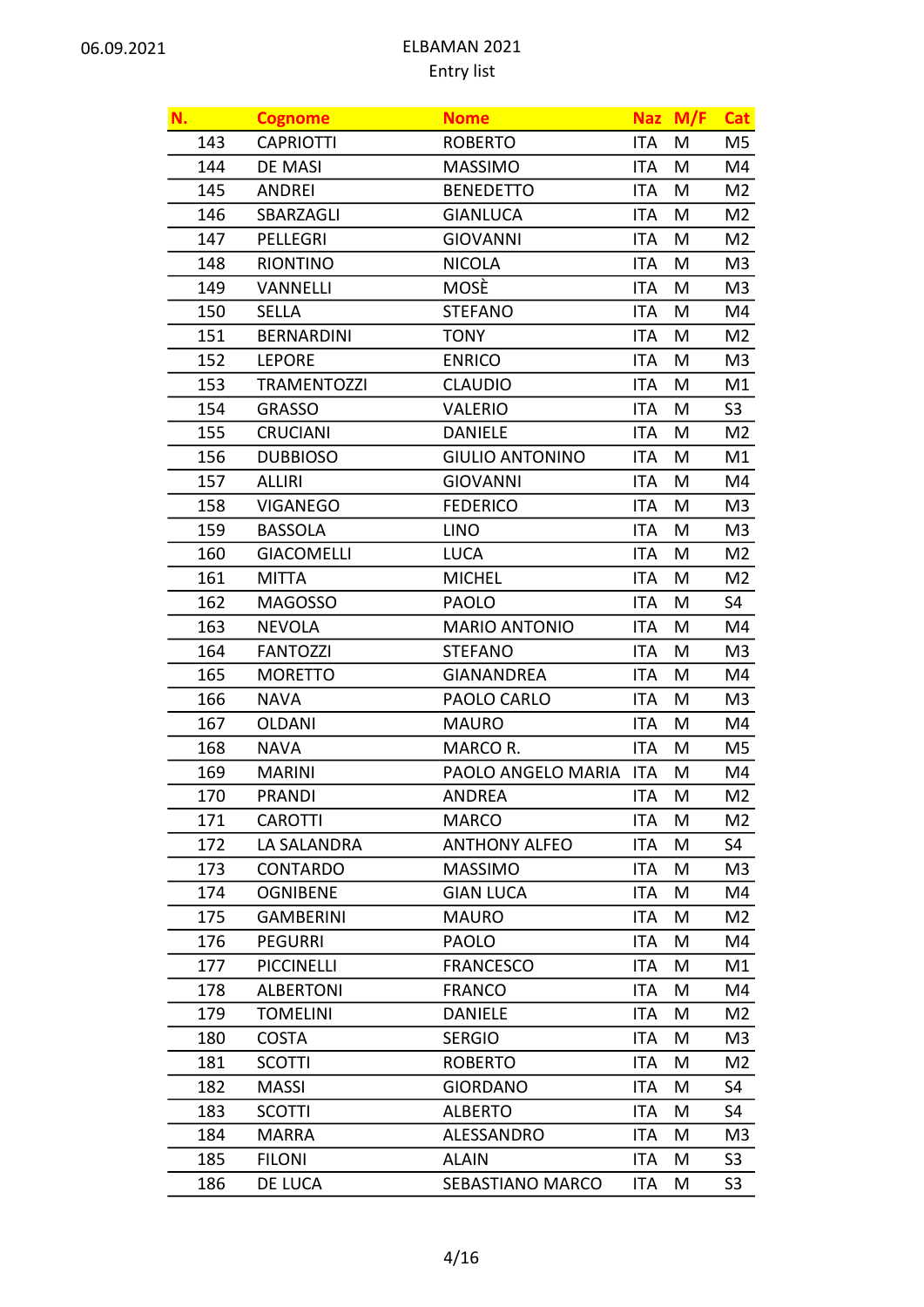06.09.2021

ELBAMAN 2021
Entry list

| N. | Cognome | Nome | Naz | M/F | Cat |
|---|---|---|---|---|---|
| 143 | CAPRIOTTI | ROBERTO | ITA | M | M5 |
| 144 | DE MASI | MASSIMO | ITA | M | M4 |
| 145 | ANDREI | BENEDETTO | ITA | M | M2 |
| 146 | SBARZAGLI | GIANLUCA | ITA | M | M2 |
| 147 | PELLEGRI | GIOVANNI | ITA | M | M2 |
| 148 | RIONTINO | NICOLA | ITA | M | M3 |
| 149 | VANNELLI | MOSÈ | ITA | M | M3 |
| 150 | SELLA | STEFANO | ITA | M | M4 |
| 151 | BERNARDINI | TONY | ITA | M | M2 |
| 152 | LEPORE | ENRICO | ITA | M | M3 |
| 153 | TRAMENTOZZI | CLAUDIO | ITA | M | M1 |
| 154 | GRASSO | VALERIO | ITA | M | S3 |
| 155 | CRUCIANI | DANIELE | ITA | M | M2 |
| 156 | DUBBIOSO | GIULIO ANTONINO | ITA | M | M1 |
| 157 | ALLIRI | GIOVANNI | ITA | M | M4 |
| 158 | VIGANEGO | FEDERICO | ITA | M | M3 |
| 159 | BASSOLA | LINO | ITA | M | M3 |
| 160 | GIACOMELLI | LUCA | ITA | M | M2 |
| 161 | MITTA | MICHEL | ITA | M | M2 |
| 162 | MAGOSSO | PAOLO | ITA | M | S4 |
| 163 | NEVOLA | MARIO ANTONIO | ITA | M | M4 |
| 164 | FANTOZZI | STEFANO | ITA | M | M3 |
| 165 | MORETTO | GIANANDREA | ITA | M | M4 |
| 166 | NAVA | PAOLO CARLO | ITA | M | M3 |
| 167 | OLDANI | MAURO | ITA | M | M4 |
| 168 | NAVA | MARCO R. | ITA | M | M5 |
| 169 | MARINI | PAOLO ANGELO MARIA | ITA | M | M4 |
| 170 | PRANDI | ANDREA | ITA | M | M2 |
| 171 | CAROTTI | MARCO | ITA | M | M2 |
| 172 | LA SALANDRA | ANTHONY ALFEO | ITA | M | S4 |
| 173 | CONTARDO | MASSIMO | ITA | M | M3 |
| 174 | OGNIBENE | GIAN LUCA | ITA | M | M4 |
| 175 | GAMBERINI | MAURO | ITA | M | M2 |
| 176 | PEGURRI | PAOLO | ITA | M | M4 |
| 177 | PICCINELLI | FRANCESCO | ITA | M | M1 |
| 178 | ALBERTONI | FRANCO | ITA | M | M4 |
| 179 | TOMELINI | DANIELE | ITA | M | M2 |
| 180 | COSTA | SERGIO | ITA | M | M3 |
| 181 | SCOTTI | ROBERTO | ITA | M | M2 |
| 182 | MASSI | GIORDANO | ITA | M | S4 |
| 183 | SCOTTI | ALBERTO | ITA | M | S4 |
| 184 | MARRA | ALESSANDRO | ITA | M | M3 |
| 185 | FILONI | ALAIN | ITA | M | S3 |
| 186 | DE LUCA | SEBASTIANO MARCO | ITA | M | S3 |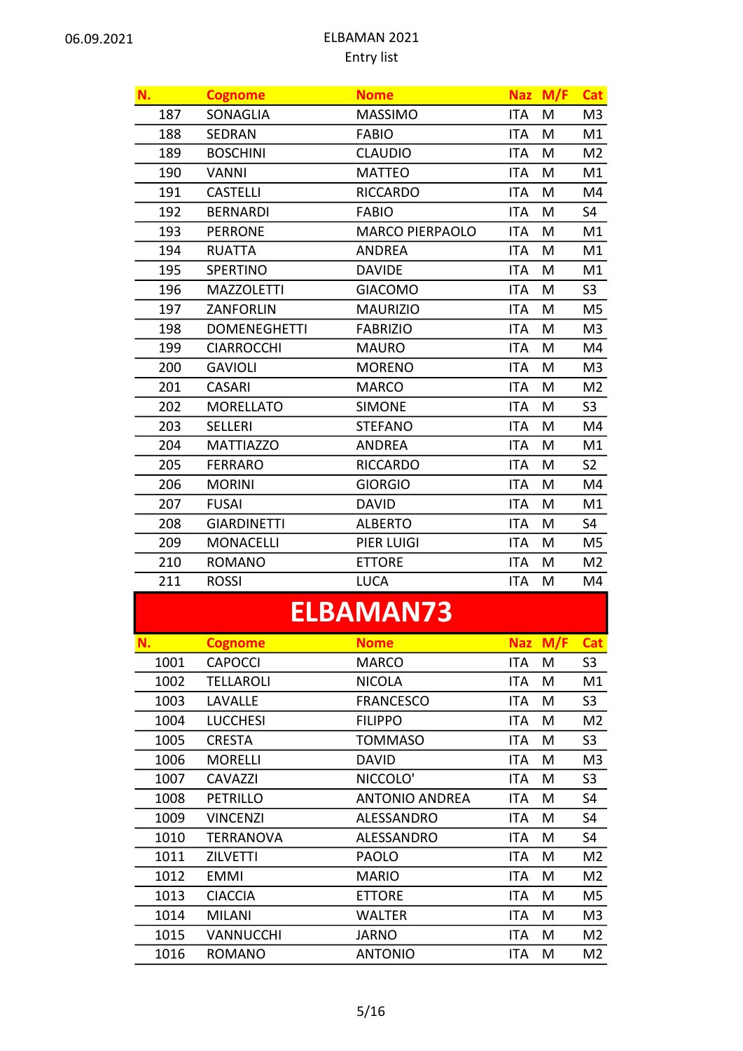| N. | Cognome | Nome | Naz | M/F | Cat |
|---|---|---|---|---|---|
| 187 | SONAGLIA | MASSIMO | ITA | M | M3 |
| 188 | SEDRAN | FABIO | ITA | M | M1 |
| 189 | BOSCHINI | CLAUDIO | ITA | M | M2 |
| 190 | VANNI | MATTEO | ITA | M | M1 |
| 191 | CASTELLI | RICCARDO | ITA | M | M4 |
| 192 | BERNARDI | FABIO | ITA | M | S4 |
| 193 | PERRONE | MARCO PIERPAOLO | ITA | M | M1 |
| 194 | RUATTA | ANDREA | ITA | M | M1 |
| 195 | SPERTINO | DAVIDE | ITA | M | M1 |
| 196 | MAZZOLETTI | GIACOMO | ITA | M | S3 |
| 197 | ZANFORLIN | MAURIZIO | ITA | M | M5 |
| 198 | DOMENEGHETTI | FABRIZIO | ITA | M | M3 |
| 199 | CIARROCCHI | MAURO | ITA | M | M4 |
| 200 | GAVIOLI | MORENO | ITA | M | M3 |
| 201 | CASARI | MARCO | ITA | M | M2 |
| 202 | MORELLATO | SIMONE | ITA | M | S3 |
| 203 | SELLERI | STEFANO | ITA | M | M4 |
| 204 | MATTIAZZO | ANDREA | ITA | M | M1 |
| 205 | FERRARO | RICCARDO | ITA | M | S2 |
| 206 | MORINI | GIORGIO | ITA | M | M4 |
| 207 | FUSAI | DAVID | ITA | M | M1 |
| 208 | GIARDINETTI | ALBERTO | ITA | M | S4 |
| 209 | MONACELLI | PIER LUIGI | ITA | M | M5 |
| 210 | ROMANO | ETTORE | ITA | M | M2 |
| 211 | ROSSI | LUCA | ITA | M | M4 |

## ELBAMAN73

| N. | Cognome | Nome | Naz | M/F | Cat |
|---|---|---|---|---|---|
| 1001 | CAPOCCI | MARCO | ITA | M | S3 |
| 1002 | TELLAROLI | NICOLA | ITA | M | M1 |
| 1003 | LAVALLE | FRANCESCO | ITA | M | S3 |
| 1004 | LUCCHESI | FILIPPO | ITA | M | M2 |
| 1005 | CRESTA | TOMMASO | ITA | M | S3 |
| 1006 | MORELLI | DAVID | ITA | M | M3 |
| 1007 | CAVAZZI | NICCOLO' | ITA | M | S3 |
| 1008 | PETRILLO | ANTONIO ANDREA | ITA | M | S4 |
| 1009 | VINCENZI | ALESSANDRO | ITA | M | S4 |
| 1010 | TERRANOVA | ALESSANDRO | ITA | M | S4 |
| 1011 | ZILVETTI | PAOLO | ITA | M | M2 |
| 1012 | EMMI | MARIO | ITA | M | M2 |
| 1013 | CIACCIA | ETTORE | ITA | M | M5 |
| 1014 | MILANI | WALTER | ITA | M | M3 |
| 1015 | VANNUCCHI | JARNO | ITA | M | M2 |
| 1016 | ROMANO | ANTONIO | ITA | M | M2 |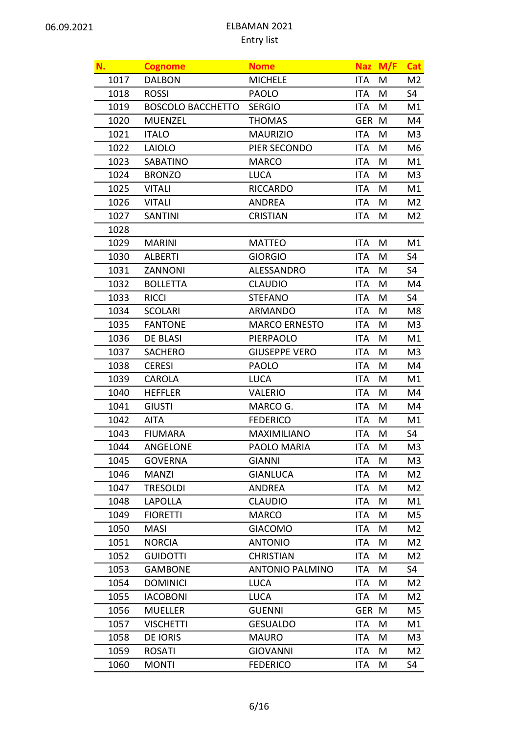06.09.2021

# ELBAMAN 2021

Entry list

| N. | Cognome | Nome | Naz | M/F | Cat |
|---|---|---|---|---|---|
| 1017 | DALBON | MICHELE | ITA | M | M2 |
| 1018 | ROSSI | PAOLO | ITA | M | S4 |
| 1019 | BOSCOLO BACCHETTO | SERGIO | ITA | M | M1 |
| 1020 | MUENZEL | THOMAS | GER | M | M4 |
| 1021 | ITALO | MAURIZIO | ITA | M | M3 |
| 1022 | LAIOLO | PIER SECONDO | ITA | M | M6 |
| 1023 | SABATINO | MARCO | ITA | M | M1 |
| 1024 | BRONZO | LUCA | ITA | M | M3 |
| 1025 | VITALI | RICCARDO | ITA | M | M1 |
| 1026 | VITALI | ANDREA | ITA | M | M2 |
| 1027 | SANTINI | CRISTIAN | ITA | M | M2 |
| 1028 | | | | | |
| 1029 | MARINI | MATTEO | ITA | M | M1 |
| 1030 | ALBERTI | GIORGIO | ITA | M | S4 |
| 1031 | ZANNONI | ALESSANDRO | ITA | M | S4 |
| 1032 | BOLLETTA | CLAUDIO | ITA | M | M4 |
| 1033 | RICCI | STEFANO | ITA | M | S4 |
| 1034 | SCOLARI | ARMANDO | ITA | M | M8 |
| 1035 | FANTONE | MARCO ERNESTO | ITA | M | M3 |
| 1036 | DE BLASI | PIERPAOLO | ITA | M | M1 |
| 1037 | SACHERO | GIUSEPPE VERO | ITA | M | M3 |
| 1038 | CERESI | PAOLO | ITA | M | M4 |
| 1039 | CAROLA | LUCA | ITA | M | M1 |
| 1040 | HEFFLER | VALERIO | ITA | M | M4 |
| 1041 | GIUSTI | MARCO G. | ITA | M | M4 |
| 1042 | AITA | FEDERICO | ITA | M | M1 |
| 1043 | FIUMARA | MAXIMILIANO | ITA | M | S4 |
| 1044 | ANGELONE | PAOLO MARIA | ITA | M | M3 |
| 1045 | GOVERNA | GIANNI | ITA | M | M3 |
| 1046 | MANZI | GIANLUCA | ITA | M | M2 |
| 1047 | TRESOLDI | ANDREA | ITA | M | M2 |
| 1048 | LAPOLLA | CLAUDIO | ITA | M | M1 |
| 1049 | FIORETTI | MARCO | ITA | M | M5 |
| 1050 | MASI | GIACOMO | ITA | M | M2 |
| 1051 | NORCIA | ANTONIO | ITA | M | M2 |
| 1052 | GUIDOTTI | CHRISTIAN | ITA | M | M2 |
| 1053 | GAMBONE | ANTONIO PALMINO | ITA | M | S4 |
| 1054 | DOMINICI | LUCA | ITA | M | M2 |
| 1055 | IACOBONI | LUCA | ITA | M | M2 |
| 1056 | MUELLER | GUENNI | GER | M | M5 |
| 1057 | VISCHETTI | GESUALDO | ITA | M | M1 |
| 1058 | DE IORIS | MAURO | ITA | M | M3 |
| 1059 | ROSATI | GIOVANNI | ITA | M | M2 |
| 1060 | MONTI | FEDERICO | ITA | M | S4 |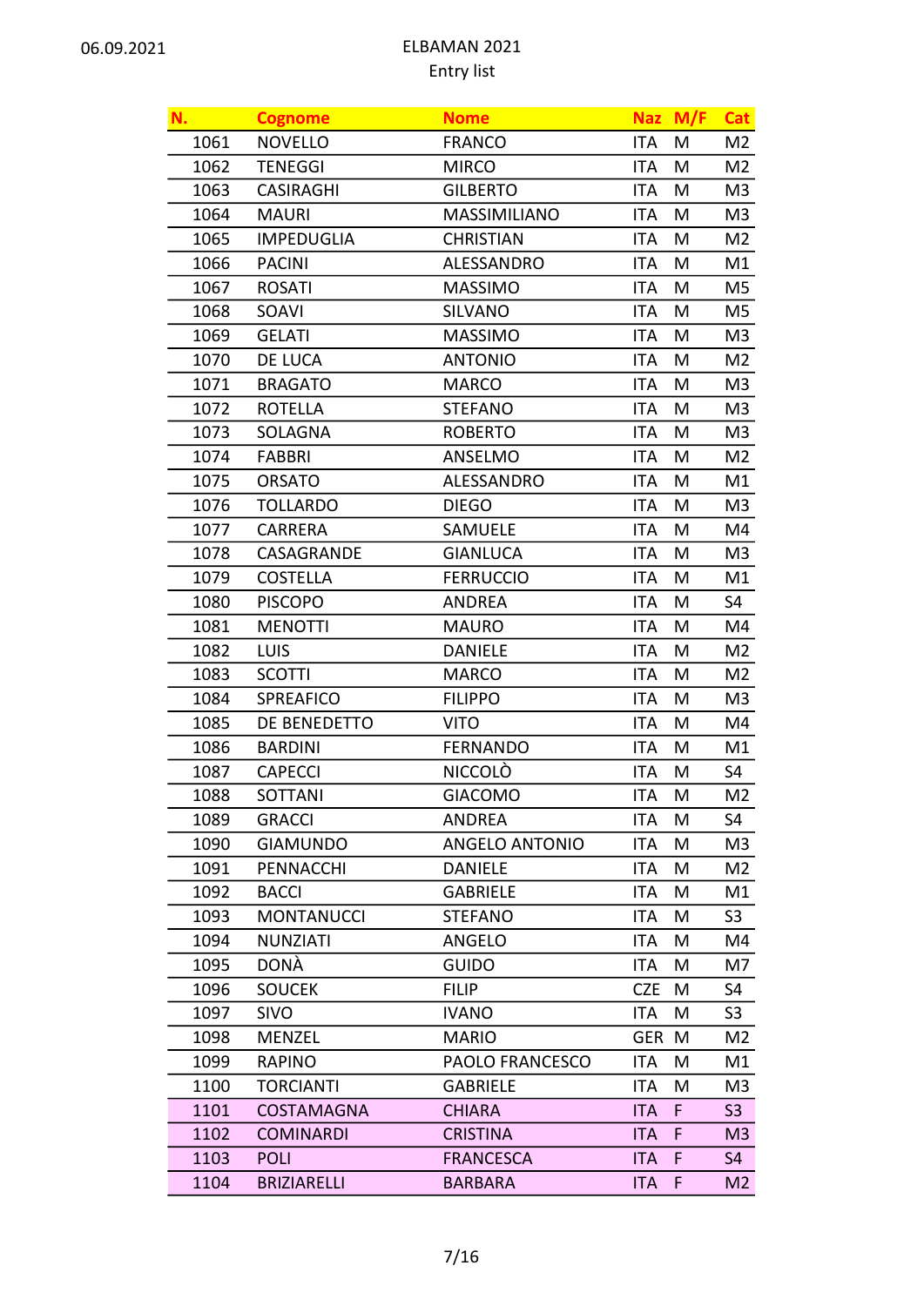ELBAMAN 2021
Entry list

| N. | Cognome | Nome | Naz | M/F | Cat |
|---|---|---|---|---|---|
| 1061 | NOVELLO | FRANCO | ITA | M | M2 |
| 1062 | TENEGGI | MIRCO | ITA | M | M2 |
| 1063 | CASIRAGHI | GILBERTO | ITA | M | M3 |
| 1064 | MAURI | MASSIMILIANO | ITA | M | M3 |
| 1065 | IMPEDUGLIA | CHRISTIAN | ITA | M | M2 |
| 1066 | PACINI | ALESSANDRO | ITA | M | M1 |
| 1067 | ROSATI | MASSIMO | ITA | M | M5 |
| 1068 | SOAVI | SILVANO | ITA | M | M5 |
| 1069 | GELATI | MASSIMO | ITA | M | M3 |
| 1070 | DE LUCA | ANTONIO | ITA | M | M2 |
| 1071 | BRAGATO | MARCO | ITA | M | M3 |
| 1072 | ROTELLA | STEFANO | ITA | M | M3 |
| 1073 | SOLAGNA | ROBERTO | ITA | M | M3 |
| 1074 | FABBRI | ANSELMO | ITA | M | M2 |
| 1075 | ORSATO | ALESSANDRO | ITA | M | M1 |
| 1076 | TOLLARDO | DIEGO | ITA | M | M3 |
| 1077 | CARRERA | SAMUELE | ITA | M | M4 |
| 1078 | CASAGRANDE | GIANLUCA | ITA | M | M3 |
| 1079 | COSTELLA | FERRUCCIO | ITA | M | M1 |
| 1080 | PISCOPO | ANDREA | ITA | M | S4 |
| 1081 | MENOTTI | MAURO | ITA | M | M4 |
| 1082 | LUIS | DANIELE | ITA | M | M2 |
| 1083 | SCOTTI | MARCO | ITA | M | M2 |
| 1084 | SPREAFICO | FILIPPO | ITA | M | M3 |
| 1085 | DE BENEDETTO | VITO | ITA | M | M4 |
| 1086 | BARDINI | FERNANDO | ITA | M | M1 |
| 1087 | CAPECCI | NICCOLÒ | ITA | M | S4 |
| 1088 | SOTTANI | GIACOMO | ITA | M | M2 |
| 1089 | GRACCI | ANDREA | ITA | M | S4 |
| 1090 | GIAMUNDO | ANGELO ANTONIO | ITA | M | M3 |
| 1091 | PENNACCHI | DANIELE | ITA | M | M2 |
| 1092 | BACCI | GABRIELE | ITA | M | M1 |
| 1093 | MONTANUCCI | STEFANO | ITA | M | S3 |
| 1094 | NUNZIATI | ANGELO | ITA | M | M4 |
| 1095 | DONÀ | GUIDO | ITA | M | M7 |
| 1096 | SOUCEK | FILIP | CZE | M | S4 |
| 1097 | SIVO | IVANO | ITA | M | S3 |
| 1098 | MENZEL | MARIO | GER | M | M2 |
| 1099 | RAPINO | PAOLO FRANCESCO | ITA | M | M1 |
| 1100 | TORCIANTI | GABRIELE | ITA | M | M3 |
| 1101 | COSTAMAGNA | CHIARA | ITA | F | S3 |
| 1102 | COMINARDI | CRISTINA | ITA | F | M3 |
| 1103 | POLI | FRANCESCA | ITA | F | S4 |
| 1104 | BRIZIARELLI | BARBARA | ITA | F | M2 |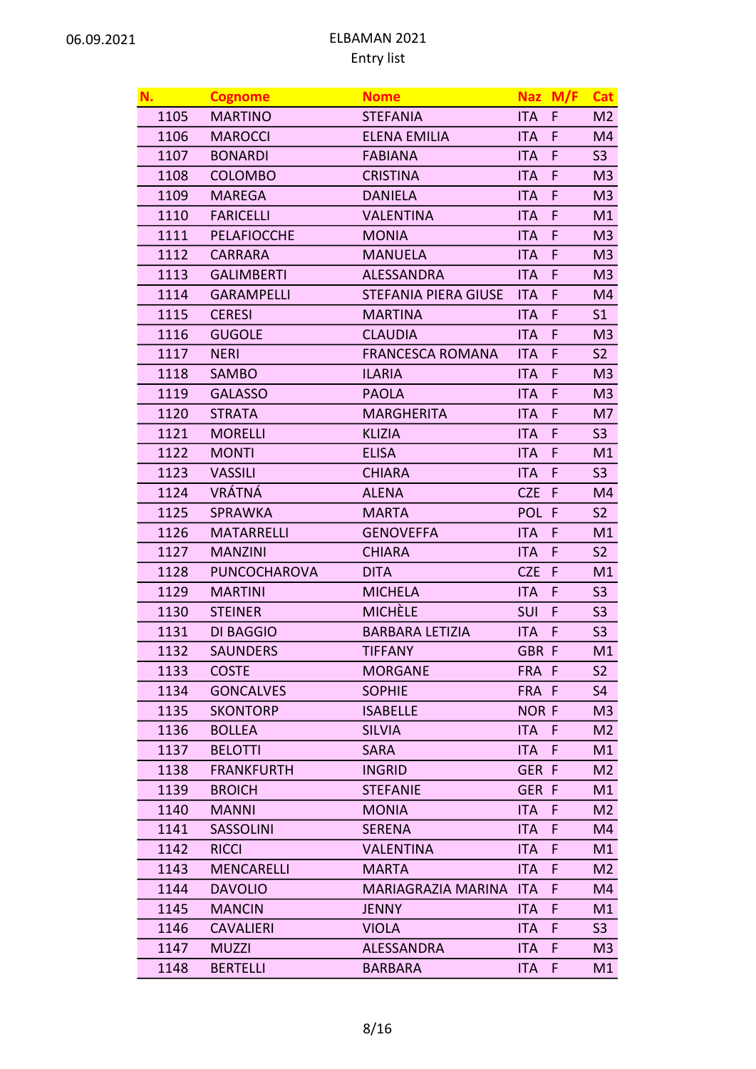06.09.2021

# ELBAMAN 2021
## Entry list

| N. | Cognome | Nome | Naz | M/F | Cat |
|---|---|---|---|---|---|
| 1105 | MARTINO | STEFANIA | ITA | F | M2 |
| 1106 | MAROCCI | ELENA EMILIA | ITA | F | M4 |
| 1107 | BONARDI | FABIANA | ITA | F | S3 |
| 1108 | COLOMBO | CRISTINA | ITA | F | M3 |
| 1109 | MAREGA | DANIELA | ITA | F | M3 |
| 1110 | FARICELLI | VALENTINA | ITA | F | M1 |
| 1111 | PELAFIOCCHE | MONIA | ITA | F | M3 |
| 1112 | CARRARA | MANUELA | ITA | F | M3 |
| 1113 | GALIMBERTI | ALESSANDRA | ITA | F | M3 |
| 1114 | GARAMPELLI | STEFANIA PIERA GIUSE | ITA | F | M4 |
| 1115 | CERESI | MARTINA | ITA | F | S1 |
| 1116 | GUGOLE | CLAUDIA | ITA | F | M3 |
| 1117 | NERI | FRANCESCA ROMANA | ITA | F | S2 |
| 1118 | SAMBO | ILARIA | ITA | F | M3 |
| 1119 | GALASSO | PAOLA | ITA | F | M3 |
| 1120 | STRATA | MARGHERITA | ITA | F | M7 |
| 1121 | MORELLI | KLIZIA | ITA | F | S3 |
| 1122 | MONTI | ELISA | ITA | F | M1 |
| 1123 | VASSILI | CHIARA | ITA | F | S3 |
| 1124 | VRÁTNÁ | ALENA | CZE | F | M4 |
| 1125 | SPRAWKA | MARTA | POL | F | S2 |
| 1126 | MATARRELLI | GENOVEFFA | ITA | F | M1 |
| 1127 | MANZINI | CHIARA | ITA | F | S2 |
| 1128 | PUNCOCHAROVA | DITA | CZE | F | M1 |
| 1129 | MARTINI | MICHELA | ITA | F | S3 |
| 1130 | STEINER | MICHÈLE | SUI | F | S3 |
| 1131 | DI BAGGIO | BARBARA LETIZIA | ITA | F | S3 |
| 1132 | SAUNDERS | TIFFANY | GBR | F | M1 |
| 1133 | COSTE | MORGANE | FRA | F | S2 |
| 1134 | GONCALVES | SOPHIE | FRA | F | S4 |
| 1135 | SKONTORP | ISABELLE | NOR | F | M3 |
| 1136 | BOLLEA | SILVIA | ITA | F | M2 |
| 1137 | BELOTTI | SARA | ITA | F | M1 |
| 1138 | FRANKFURTH | INGRID | GER | F | M2 |
| 1139 | BROICH | STEFANIE | GER | F | M1 |
| 1140 | MANNI | MONIA | ITA | F | M2 |
| 1141 | SASSOLINI | SERENA | ITA | F | M4 |
| 1142 | RICCI | VALENTINA | ITA | F | M1 |
| 1143 | MENCARELLI | MARTA | ITA | F | M2 |
| 1144 | DAVOLIO | MARIAGRAZIA MARINA | ITA | F | M4 |
| 1145 | MANCIN | JENNY | ITA | F | M1 |
| 1146 | CAVALIERI | VIOLA | ITA | F | S3 |
| 1147 | MUZZI | ALESSANDRA | ITA | F | M3 |
| 1148 | BERTELLI | BARBARA | ITA | F | M1 |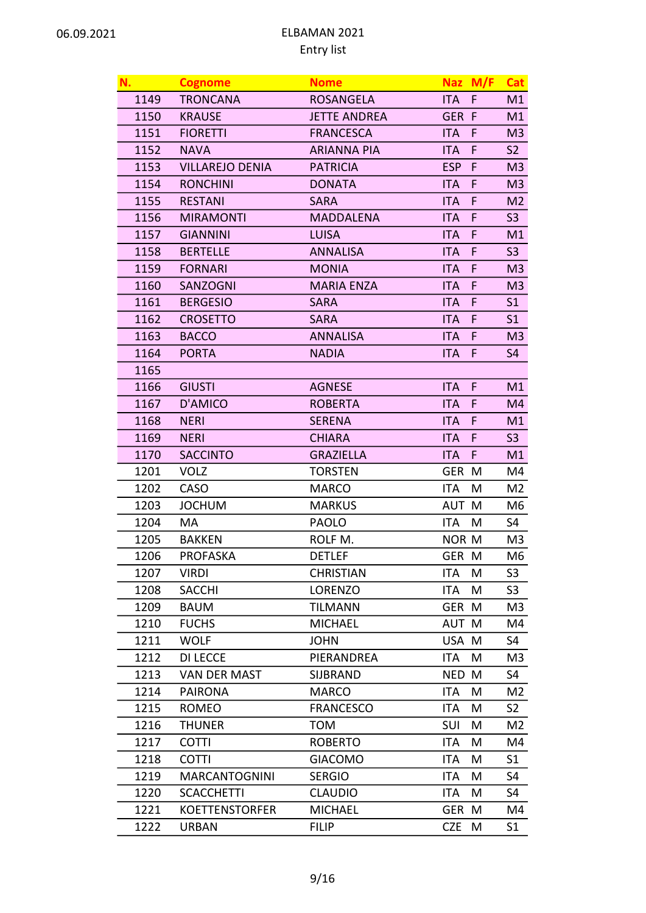06.09.2021

ELBAMAN 2021
Entry list

| N. | Cognome | Nome | Naz | M/F | Cat |
|---|---|---|---|---|---|
| 1149 | TRONCANA | ROSANGELA | ITA | F | M1 |
| 1150 | KRAUSE | JETTE ANDREA | GER | F | M1 |
| 1151 | FIORETTI | FRANCESCA | ITA | F | M3 |
| 1152 | NAVA | ARIANNA PIA | ITA | F | S2 |
| 1153 | VILLAREJO DENIA | PATRICIA | ESP | F | M3 |
| 1154 | RONCHINI | DONATA | ITA | F | M3 |
| 1155 | RESTANI | SARA | ITA | F | M2 |
| 1156 | MIRAMONTI | MADDALENA | ITA | F | S3 |
| 1157 | GIANNINI | LUISA | ITA | F | M1 |
| 1158 | BERTELLE | ANNALISA | ITA | F | S3 |
| 1159 | FORNARI | MONIA | ITA | F | M3 |
| 1160 | SANZOGNI | MARIA ENZA | ITA | F | M3 |
| 1161 | BERGESIO | SARA | ITA | F | S1 |
| 1162 | CROSETTO | SARA | ITA | F | S1 |
| 1163 | BACCO | ANNALISA | ITA | F | M3 |
| 1164 | PORTA | NADIA | ITA | F | S4 |
| 1165 | | | | | |
| 1166 | GIUSTI | AGNESE | ITA | F | M1 |
| 1167 | D'AMICO | ROBERTA | ITA | F | M4 |
| 1168 | NERI | SERENA | ITA | F | M1 |
| 1169 | NERI | CHIARA | ITA | F | S3 |
| 1170 | SACCINTO | GRAZIELLA | ITA | F | M1 |
| 1201 | VOLZ | TORSTEN | GER | M | M4 |
| 1202 | CASO | MARCO | ITA | M | M2 |
| 1203 | JOCHUM | MARKUS | AUT | M | M6 |
| 1204 | MA | PAOLO | ITA | M | S4 |
| 1205 | BAKKEN | ROLF M. | NOR | M | M3 |
| 1206 | PROFASKA | DETLEF | GER | M | M6 |
| 1207 | VIRDI | CHRISTIAN | ITA | M | S3 |
| 1208 | SACCHI | LORENZO | ITA | M | S3 |
| 1209 | BAUM | TILMANN | GER | M | M3 |
| 1210 | FUCHS | MICHAEL | AUT | M | M4 |
| 1211 | WOLF | JOHN | USA | M | S4 |
| 1212 | DI LECCE | PIERANDREA | ITA | M | M3 |
| 1213 | VAN DER MAST | SIJBRAND | NED | M | S4 |
| 1214 | PAIRONA | MARCO | ITA | M | M2 |
| 1215 | ROMEO | FRANCESCO | ITA | M | S2 |
| 1216 | THUNER | TOM | SUI | M | M2 |
| 1217 | COTTI | ROBERTO | ITA | M | M4 |
| 1218 | COTTI | GIACOMO | ITA | M | S1 |
| 1219 | MARCANTOGNINI | SERGIO | ITA | M | S4 |
| 1220 | SCACCHETTI | CLAUDIO | ITA | M | S4 |
| 1221 | KOETTENSTORFER | MICHAEL | GER | M | M4 |
| 1222 | URBAN | FILIP | CZE | M | S1 |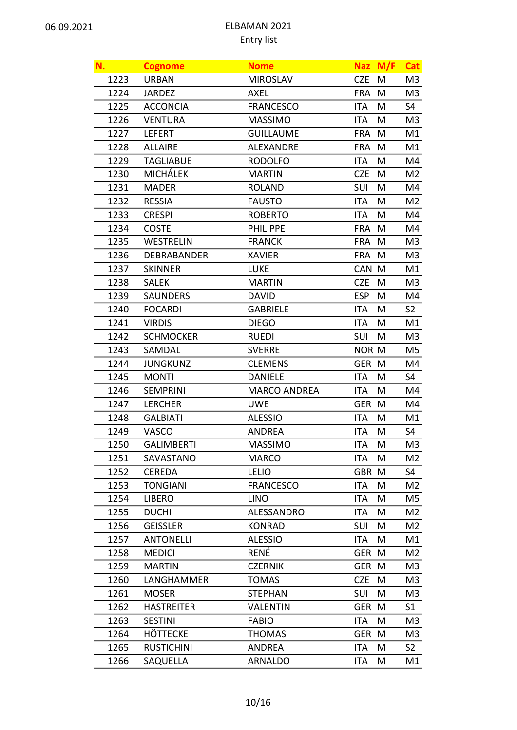06.09.2021

ELBAMAN 2021
Entry list

| N. | Cognome | Nome | Naz | M/F | Cat |
|---|---|---|---|---|---|
| 1223 | URBAN | MIROSLAV | CZE | M | M3 |
| 1224 | JARDEZ | AXEL | FRA | M | M3 |
| 1225 | ACCONCIA | FRANCESCO | ITA | M | S4 |
| 1226 | VENTURA | MASSIMO | ITA | M | M3 |
| 1227 | LEFERT | GUILLAUME | FRA | M | M1 |
| 1228 | ALLAIRE | ALEXANDRE | FRA | M | M1 |
| 1229 | TAGLIABUE | RODOLFO | ITA | M | M4 |
| 1230 | MICHÁLEK | MARTIN | CZE | M | M2 |
| 1231 | MADER | ROLAND | SUI | M | M4 |
| 1232 | RESSIA | FAUSTO | ITA | M | M2 |
| 1233 | CRESPI | ROBERTO | ITA | M | M4 |
| 1234 | COSTE | PHILIPPE | FRA | M | M4 |
| 1235 | WESTRELIN | FRANCK | FRA | M | M3 |
| 1236 | DEBRABANDER | XAVIER | FRA | M | M3 |
| 1237 | SKINNER | LUKE | CAN | M | M1 |
| 1238 | SALEK | MARTIN | CZE | M | M3 |
| 1239 | SAUNDERS | DAVID | ESP | M | M4 |
| 1240 | FOCARDI | GABRIELE | ITA | M | S2 |
| 1241 | VIRDIS | DIEGO | ITA | M | M1 |
| 1242 | SCHMOCKER | RUEDI | SUI | M | M3 |
| 1243 | SAMDAL | SVERRE | NOR | M | M5 |
| 1244 | JUNGKUNZ | CLEMENS | GER | M | M4 |
| 1245 | MONTI | DANIELE | ITA | M | S4 |
| 1246 | SEMPRINI | MARCO ANDREA | ITA | M | M4 |
| 1247 | LERCHER | UWE | GER | M | M4 |
| 1248 | GALBIATI | ALESSIO | ITA | M | M1 |
| 1249 | VASCO | ANDREA | ITA | M | S4 |
| 1250 | GALIMBERTI | MASSIMO | ITA | M | M3 |
| 1251 | SAVASTANO | MARCO | ITA | M | M2 |
| 1252 | CEREDA | LELIO | GBR | M | S4 |
| 1253 | TONGIANI | FRANCESCO | ITA | M | M2 |
| 1254 | LIBERO | LINO | ITA | M | M5 |
| 1255 | DUCHI | ALESSANDRO | ITA | M | M2 |
| 1256 | GEISSLER | KONRAD | SUI | M | M2 |
| 1257 | ANTONELLI | ALESSIO | ITA | M | M1 |
| 1258 | MEDICI | RENÉ | GER | M | M2 |
| 1259 | MARTIN | CZERNIK | GER | M | M3 |
| 1260 | LANGHAMMER | TOMAS | CZE | M | M3 |
| 1261 | MOSER | STEPHAN | SUI | M | M3 |
| 1262 | HASTREITER | VALENTIN | GER | M | S1 |
| 1263 | SESTINI | FABIO | ITA | M | M3 |
| 1264 | HÖTTECKE | THOMAS | GER | M | M3 |
| 1265 | RUSTICHINI | ANDREA | ITA | M | S2 |
| 1266 | SAQUELLA | ARNALDO | ITA | M | M1 |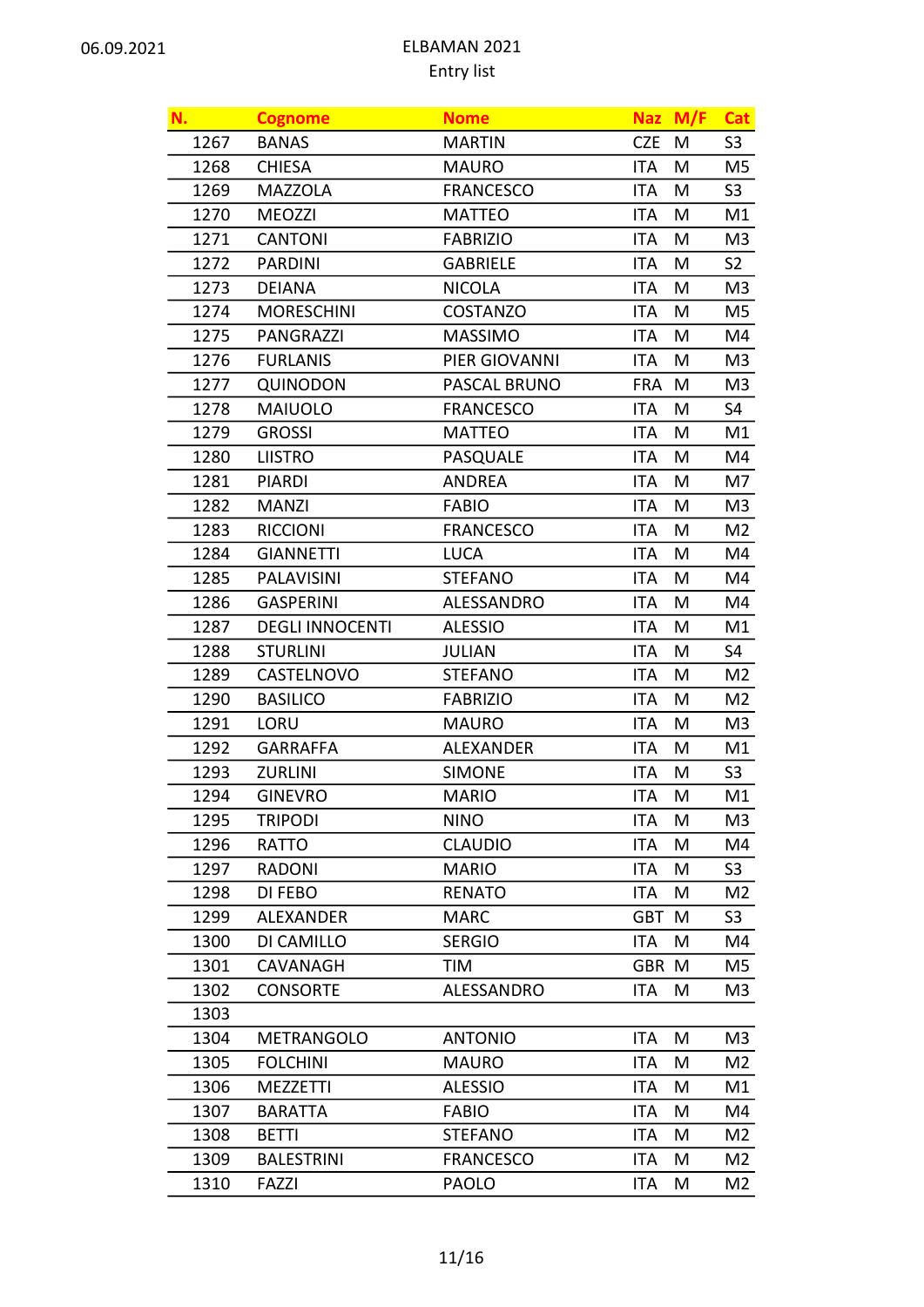06.09.2021

ELBAMAN 2021
Entry list

| N. | Cognome | Nome | Naz | M/F | Cat |
|---|---|---|---|---|---|
| 1267 | BANAS | MARTIN | CZE | M | S3 |
| 1268 | CHIESA | MAURO | ITA | M | M5 |
| 1269 | MAZZOLA | FRANCESCO | ITA | M | S3 |
| 1270 | MEOZZI | MATTEO | ITA | M | M1 |
| 1271 | CANTONI | FABRIZIO | ITA | M | M3 |
| 1272 | PARDINI | GABRIELE | ITA | M | S2 |
| 1273 | DEIANA | NICOLA | ITA | M | M3 |
| 1274 | MORESCHINI | COSTANZO | ITA | M | M5 |
| 1275 | PANGRAZZI | MASSIMO | ITA | M | M4 |
| 1276 | FURLANIS | PIER GIOVANNI | ITA | M | M3 |
| 1277 | QUINODON | PASCAL BRUNO | FRA | M | M3 |
| 1278 | MAIUOLO | FRANCESCO | ITA | M | S4 |
| 1279 | GROSSI | MATTEO | ITA | M | M1 |
| 1280 | LIISTRO | PASQUALE | ITA | M | M4 |
| 1281 | PIARDI | ANDREA | ITA | M | M7 |
| 1282 | MANZI | FABIO | ITA | M | M3 |
| 1283 | RICCIONI | FRANCESCO | ITA | M | M2 |
| 1284 | GIANNETTI | LUCA | ITA | M | M4 |
| 1285 | PALAVISINI | STEFANO | ITA | M | M4 |
| 1286 | GASPERINI | ALESSANDRO | ITA | M | M4 |
| 1287 | DEGLI INNOCENTI | ALESSIO | ITA | M | M1 |
| 1288 | STURLINI | JULIAN | ITA | M | S4 |
| 1289 | CASTELNOVO | STEFANO | ITA | M | M2 |
| 1290 | BASILICO | FABRIZIO | ITA | M | M2 |
| 1291 | LORU | MAURO | ITA | M | M3 |
| 1292 | GARRAFFA | ALEXANDER | ITA | M | M1 |
| 1293 | ZURLINI | SIMONE | ITA | M | S3 |
| 1294 | GINEVRO | MARIO | ITA | M | M1 |
| 1295 | TRIPODI | NINO | ITA | M | M3 |
| 1296 | RATTO | CLAUDIO | ITA | M | M4 |
| 1297 | RADONI | MARIO | ITA | M | S3 |
| 1298 | DI FEBO | RENATO | ITA | M | M2 |
| 1299 | ALEXANDER | MARC | GBT | M | S3 |
| 1300 | DI CAMILLO | SERGIO | ITA | M | M4 |
| 1301 | CAVANAGH | TIM | GBR | M | M5 |
| 1302 | CONSORTE | ALESSANDRO | ITA | M | M3 |
| 1303 | | | | | |
| 1304 | METRANGOLO | ANTONIO | ITA | M | M3 |
| 1305 | FOLCHINI | MAURO | ITA | M | M2 |
| 1306 | MEZZETTI | ALESSIO | ITA | M | M1 |
| 1307 | BARATTA | FABIO | ITA | M | M4 |
| 1308 | BETTI | STEFANO | ITA | M | M2 |
| 1309 | BALESTRINI | FRANCESCO | ITA | M | M2 |
| 1310 | FAZZI | PAOLO | ITA | M | M2 |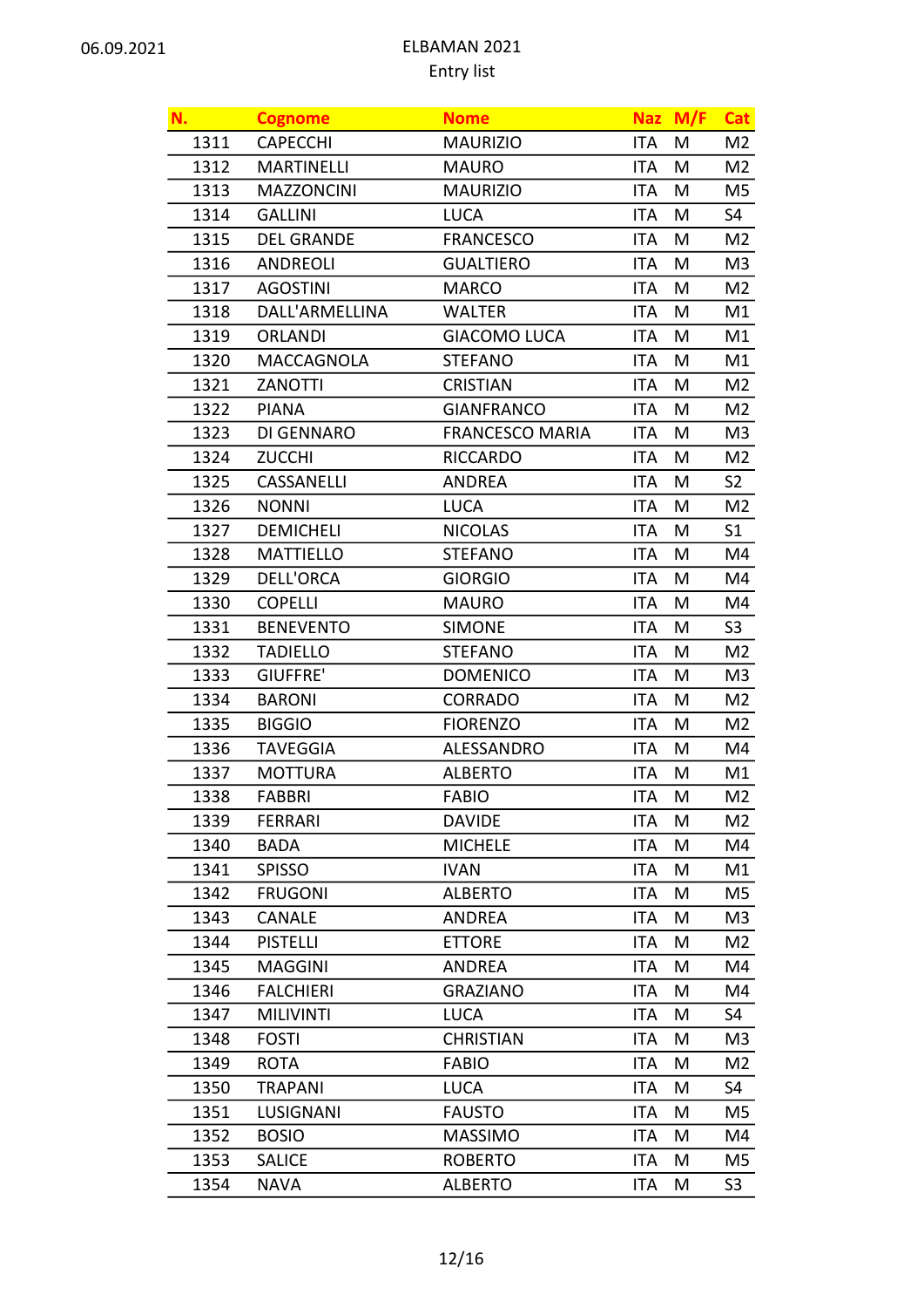06.09.2021

ELBAMAN 2021
Entry list

| N. | Cognome | Nome | Naz | M/F | Cat |
|---|---|---|---|---|---|
| 1311 | CAPECCHI | MAURIZIO | ITA | M | M2 |
| 1312 | MARTINELLI | MAURO | ITA | M | M2 |
| 1313 | MAZZONCINI | MAURIZIO | ITA | M | M5 |
| 1314 | GALLINI | LUCA | ITA | M | S4 |
| 1315 | DEL GRANDE | FRANCESCO | ITA | M | M2 |
| 1316 | ANDREOLI | GUALTIERO | ITA | M | M3 |
| 1317 | AGOSTINI | MARCO | ITA | M | M2 |
| 1318 | DALL'ARMELLINA | WALTER | ITA | M | M1 |
| 1319 | ORLANDI | GIACOMO LUCA | ITA | M | M1 |
| 1320 | MACCAGNOLA | STEFANO | ITA | M | M1 |
| 1321 | ZANOTTI | CRISTIAN | ITA | M | M2 |
| 1322 | PIANA | GIANFRANCO | ITA | M | M2 |
| 1323 | DI GENNARO | FRANCESCO MARIA | ITA | M | M3 |
| 1324 | ZUCCHI | RICCARDO | ITA | M | M2 |
| 1325 | CASSANELLI | ANDREA | ITA | M | S2 |
| 1326 | NONNI | LUCA | ITA | M | M2 |
| 1327 | DEMICHELI | NICOLAS | ITA | M | S1 |
| 1328 | MATTIELLO | STEFANO | ITA | M | M4 |
| 1329 | DELL'ORCA | GIORGIO | ITA | M | M4 |
| 1330 | COPELLI | MAURO | ITA | M | M4 |
| 1331 | BENEVENTO | SIMONE | ITA | M | S3 |
| 1332 | TADIELLO | STEFANO | ITA | M | M2 |
| 1333 | GIUFFRE' | DOMENICO | ITA | M | M3 |
| 1334 | BARONI | CORRADO | ITA | M | M2 |
| 1335 | BIGGIO | FIORENZO | ITA | M | M2 |
| 1336 | TAVEGGIA | ALESSANDRO | ITA | M | M4 |
| 1337 | MOTTURA | ALBERTO | ITA | M | M1 |
| 1338 | FABBRI | FABIO | ITA | M | M2 |
| 1339 | FERRARI | DAVIDE | ITA | M | M2 |
| 1340 | BADA | MICHELE | ITA | M | M4 |
| 1341 | SPISSO | IVAN | ITA | M | M1 |
| 1342 | FRUGONI | ALBERTO | ITA | M | M5 |
| 1343 | CANALE | ANDREA | ITA | M | M3 |
| 1344 | PISTELLI | ETTORE | ITA | M | M2 |
| 1345 | MAGGINI | ANDREA | ITA | M | M4 |
| 1346 | FALCHIERI | GRAZIANO | ITA | M | M4 |
| 1347 | MILIVINTI | LUCA | ITA | M | S4 |
| 1348 | FOSTI | CHRISTIAN | ITA | M | M3 |
| 1349 | ROTA | FABIO | ITA | M | M2 |
| 1350 | TRAPANI | LUCA | ITA | M | S4 |
| 1351 | LUSIGNANI | FAUSTO | ITA | M | M5 |
| 1352 | BOSIO | MASSIMO | ITA | M | M4 |
| 1353 | SALICE | ROBERTO | ITA | M | M5 |
| 1354 | NAVA | ALBERTO | ITA | M | S3 |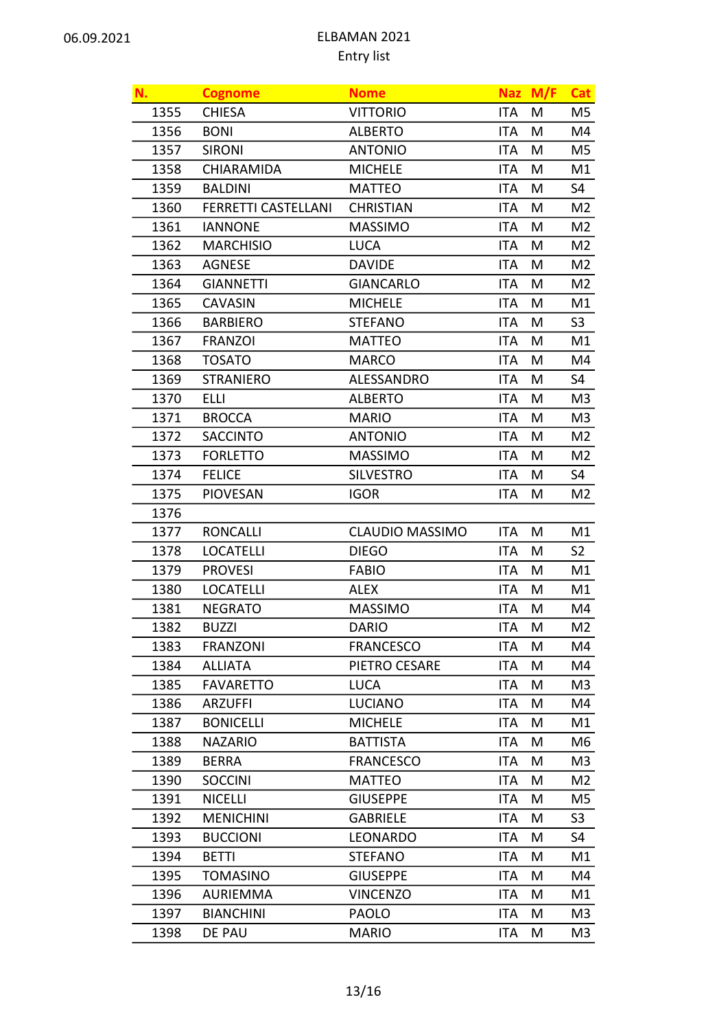06.09.2021

# ELBAMAN 2021
Entry list

| N. | Cognome | Nome | Naz | M/F | Cat |
|---|---|---|---|---|---|
| 1355 | CHIESA | VITTORIO | ITA | M | M5 |
| 1356 | BONI | ALBERTO | ITA | M | M4 |
| 1357 | SIRONI | ANTONIO | ITA | M | M5 |
| 1358 | CHIARAMIDA | MICHELE | ITA | M | M1 |
| 1359 | BALDINI | MATTEO | ITA | M | S4 |
| 1360 | FERRETTI CASTELLANI | CHRISTIAN | ITA | M | M2 |
| 1361 | IANNONE | MASSIMO | ITA | M | M2 |
| 1362 | MARCHISIO | LUCA | ITA | M | M2 |
| 1363 | AGNESE | DAVIDE | ITA | M | M2 |
| 1364 | GIANNETTI | GIANCARLO | ITA | M | M2 |
| 1365 | CAVASIN | MICHELE | ITA | M | M1 |
| 1366 | BARBIERO | STEFANO | ITA | M | S3 |
| 1367 | FRANZOI | MATTEO | ITA | M | M1 |
| 1368 | TOSATO | MARCO | ITA | M | M4 |
| 1369 | STRANIERO | ALESSANDRO | ITA | M | S4 |
| 1370 | ELLI | ALBERTO | ITA | M | M3 |
| 1371 | BROCCA | MARIO | ITA | M | M3 |
| 1372 | SACCINTO | ANTONIO | ITA | M | M2 |
| 1373 | FORLETTO | MASSIMO | ITA | M | M2 |
| 1374 | FELICE | SILVESTRO | ITA | M | S4 |
| 1375 | PIOVESAN | IGOR | ITA | M | M2 |
| 1376 | | | | | |
| 1377 | RONCALLI | CLAUDIO MASSIMO | ITA | M | M1 |
| 1378 | LOCATELLI | DIEGO | ITA | M | S2 |
| 1379 | PROVESI | FABIO | ITA | M | M1 |
| 1380 | LOCATELLI | ALEX | ITA | M | M1 |
| 1381 | NEGRATO | MASSIMO | ITA | M | M4 |
| 1382 | BUZZI | DARIO | ITA | M | M2 |
| 1383 | FRANZONI | FRANCESCO | ITA | M | M4 |
| 1384 | ALLIATA | PIETRO CESARE | ITA | M | M4 |
| 1385 | FAVARETTO | LUCA | ITA | M | M3 |
| 1386 | ARZUFFI | LUCIANO | ITA | M | M4 |
| 1387 | BONICELLI | MICHELE | ITA | M | M1 |
| 1388 | NAZARIO | BATTISTA | ITA | M | M6 |
| 1389 | BERRA | FRANCESCO | ITA | M | M3 |
| 1390 | SOCCINI | MATTEO | ITA | M | M2 |
| 1391 | NICELLI | GIUSEPPE | ITA | M | M5 |
| 1392 | MENICHINI | GABRIELE | ITA | M | S3 |
| 1393 | BUCCIONI | LEONARDO | ITA | M | S4 |
| 1394 | BETTI | STEFANO | ITA | M | M1 |
| 1395 | TOMASINO | GIUSEPPE | ITA | M | M4 |
| 1396 | AURIEMMA | VINCENZO | ITA | M | M1 |
| 1397 | BIANCHINI | PAOLO | ITA | M | M3 |
| 1398 | DE PAU | MARIO | ITA | M | M3 |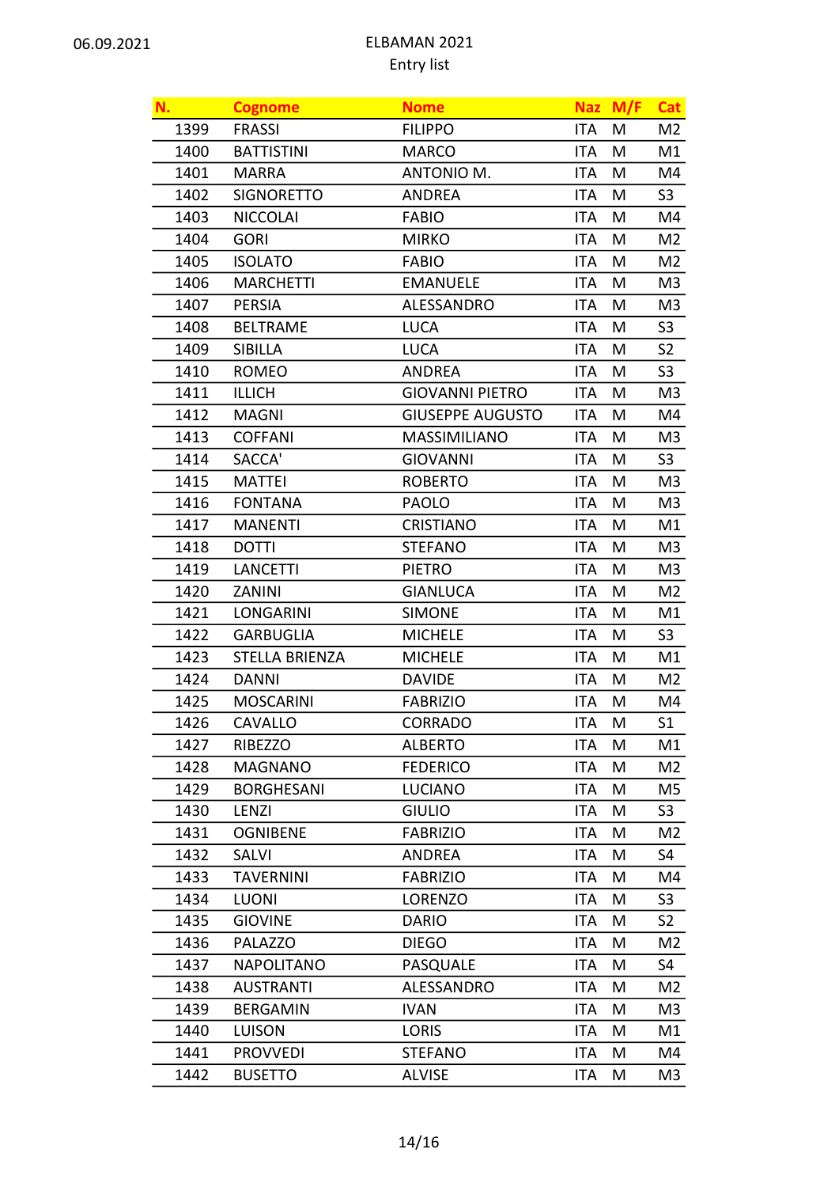06.09.2021

ELBAMAN 2021
Entry list

| N. | Cognome | Nome | Naz | M/F | Cat |
|---|---|---|---|---|---|
| 1399 | FRASSI | FILIPPO | ITA | M | M2 |
| 1400 | BATTISTINI | MARCO | ITA | M | M1 |
| 1401 | MARRA | ANTONIO M. | ITA | M | M4 |
| 1402 | SIGNORETTO | ANDREA | ITA | M | S3 |
| 1403 | NICCOLAI | FABIO | ITA | M | M4 |
| 1404 | GORI | MIRKO | ITA | M | M2 |
| 1405 | ISOLATO | FABIO | ITA | M | M2 |
| 1406 | MARCHETTI | EMANUELE | ITA | M | M3 |
| 1407 | PERSIA | ALESSANDRO | ITA | M | M3 |
| 1408 | BELTRAME | LUCA | ITA | M | S3 |
| 1409 | SIBILLA | LUCA | ITA | M | S2 |
| 1410 | ROMEO | ANDREA | ITA | M | S3 |
| 1411 | ILLICH | GIOVANNI PIETRO | ITA | M | M3 |
| 1412 | MAGNI | GIUSEPPE AUGUSTO | ITA | M | M4 |
| 1413 | COFFANI | MASSIMILIANO | ITA | M | M3 |
| 1414 | SACCA' | GIOVANNI | ITA | M | S3 |
| 1415 | MATTEI | ROBERTO | ITA | M | M3 |
| 1416 | FONTANA | PAOLO | ITA | M | M3 |
| 1417 | MANENTI | CRISTIANO | ITA | M | M1 |
| 1418 | DOTTI | STEFANO | ITA | M | M3 |
| 1419 | LANCETTI | PIETRO | ITA | M | M3 |
| 1420 | ZANINI | GIANLUCA | ITA | M | M2 |
| 1421 | LONGARINI | SIMONE | ITA | M | M1 |
| 1422 | GARBUGLIA | MICHELE | ITA | M | S3 |
| 1423 | STELLA BRIENZA | MICHELE | ITA | M | M1 |
| 1424 | DANNI | DAVIDE | ITA | M | M2 |
| 1425 | MOSCARINI | FABRIZIO | ITA | M | M4 |
| 1426 | CAVALLO | CORRADO | ITA | M | S1 |
| 1427 | RIBEZZO | ALBERTO | ITA | M | M1 |
| 1428 | MAGNANO | FEDERICO | ITA | M | M2 |
| 1429 | BORGHESANI | LUCIANO | ITA | M | M5 |
| 1430 | LENZI | GIULIO | ITA | M | S3 |
| 1431 | OGNIBENE | FABRIZIO | ITA | M | M2 |
| 1432 | SALVI | ANDREA | ITA | M | S4 |
| 1433 | TAVERNINI | FABRIZIO | ITA | M | M4 |
| 1434 | LUONI | LORENZO | ITA | M | S3 |
| 1435 | GIOVINE | DARIO | ITA | M | S2 |
| 1436 | PALAZZO | DIEGO | ITA | M | M2 |
| 1437 | NAPOLITANO | PASQUALE | ITA | M | S4 |
| 1438 | AUSTRANTI | ALESSANDRO | ITA | M | M2 |
| 1439 | BERGAMIN | IVAN | ITA | M | M3 |
| 1440 | LUISON | LORIS | ITA | M | M1 |
| 1441 | PROVVEDI | STEFANO | ITA | M | M4 |
| 1442 | BUSETTO | ALVISE | ITA | M | M3 |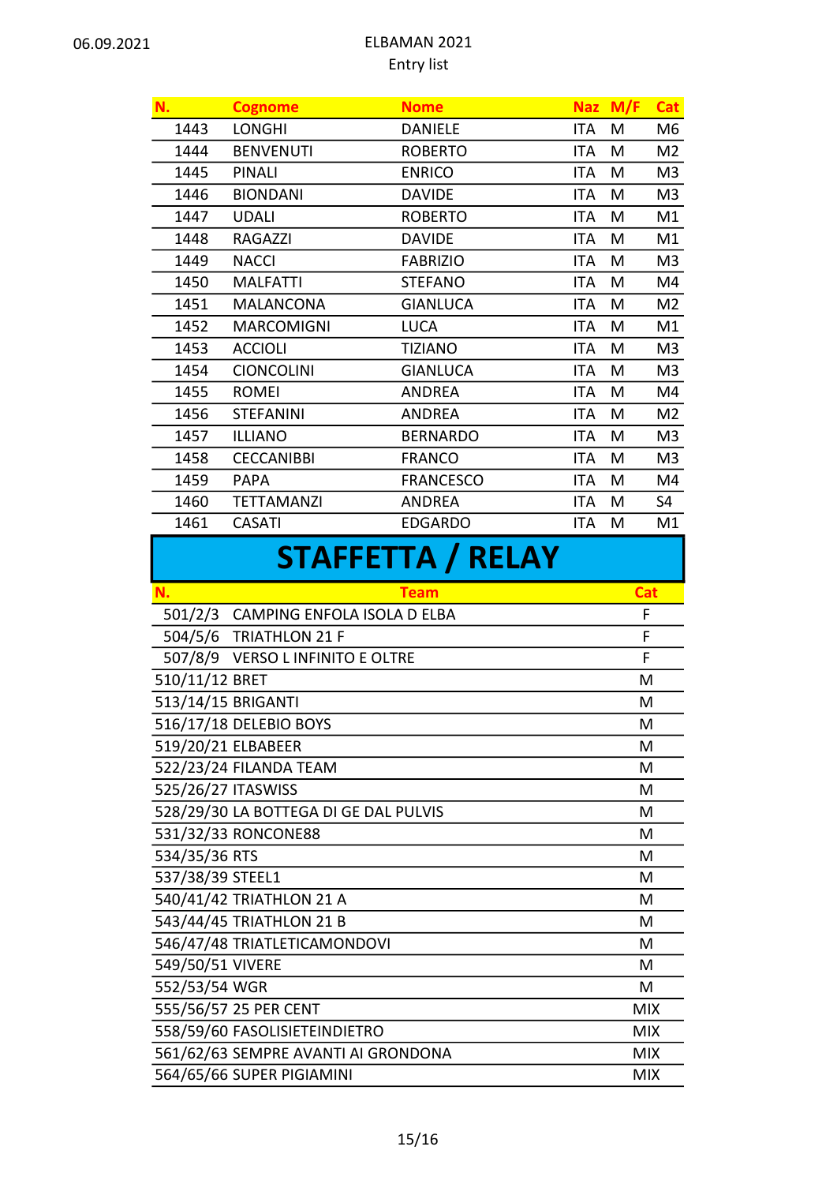06.09.2021

ELBAMAN 2021
Entry list

| N. | Cognome | Nome | Naz | M/F | Cat |
|---|---|---|---|---|---|
| 1443 | LONGHI | DANIELE | ITA | M | M6 |
| 1444 | BENVENUTI | ROBERTO | ITA | M | M2 |
| 1445 | PINALI | ENRICO | ITA | M | M3 |
| 1446 | BIONDANI | DAVIDE | ITA | M | M3 |
| 1447 | UDALI | ROBERTO | ITA | M | M1 |
| 1448 | RAGAZZI | DAVIDE | ITA | M | M1 |
| 1449 | NACCI | FABRIZIO | ITA | M | M3 |
| 1450 | MALFATTI | STEFANO | ITA | M | M4 |
| 1451 | MALANCONA | GIANLUCA | ITA | M | M2 |
| 1452 | MARCOMIGNI | LUCA | ITA | M | M1 |
| 1453 | ACCIOLI | TIZIANO | ITA | M | M3 |
| 1454 | CIONCOLINI | GIANLUCA | ITA | M | M3 |
| 1455 | ROMEI | ANDREA | ITA | M | M4 |
| 1456 | STEFANINI | ANDREA | ITA | M | M2 |
| 1457 | ILLIANO | BERNARDO | ITA | M | M3 |
| 1458 | CECCANIBBI | FRANCO | ITA | M | M3 |
| 1459 | PAPA | FRANCESCO | ITA | M | M4 |
| 1460 | TETTAMANZI | ANDREA | ITA | M | S4 |
| 1461 | CASATI | EDGARDO | ITA | M | M1 |

## STAFFETTA / RELAY

| N. | Team | Cat |
|---|---|---|
| 501/2/3 | CAMPING ENFOLA ISOLA D ELBA | F |
| 504/5/6 | TRIATHLON 21 F | F |
| 507/8/9 | VERSO L INFINITO E OLTRE | F |
| 510/11/12 | BRET | M |
| 513/14/15 | BRIGANTI | M |
| 516/17/18 | DELEBIO BOYS | M |
| 519/20/21 | ELBABEER | M |
| 522/23/24 | FILANDA TEAM | M |
| 525/26/27 | ITASWISS | M |
| 528/29/30 | LA BOTTEGA DI GE DAL PULVIS | M |
| 531/32/33 | RONCONE88 | M |
| 534/35/36 | RTS | M |
| 537/38/39 | STEEL1 | M |
| 540/41/42 | TRIATHLON 21 A | M |
| 543/44/45 | TRIATHLON 21 B | M |
| 546/47/48 | TRIATLETICAMONDOVI | M |
| 549/50/51 | VIVERE | M |
| 552/53/54 | WGR | M |
| 555/56/57 | 25 PER CENT | MIX |
| 558/59/60 | FASOLISIETEINDIETRO | MIX |
| 561/62/63 | SEMPRE AVANTI AI GRONDONA | MIX |
| 564/65/66 | SUPER PIGIAMINI | MIX |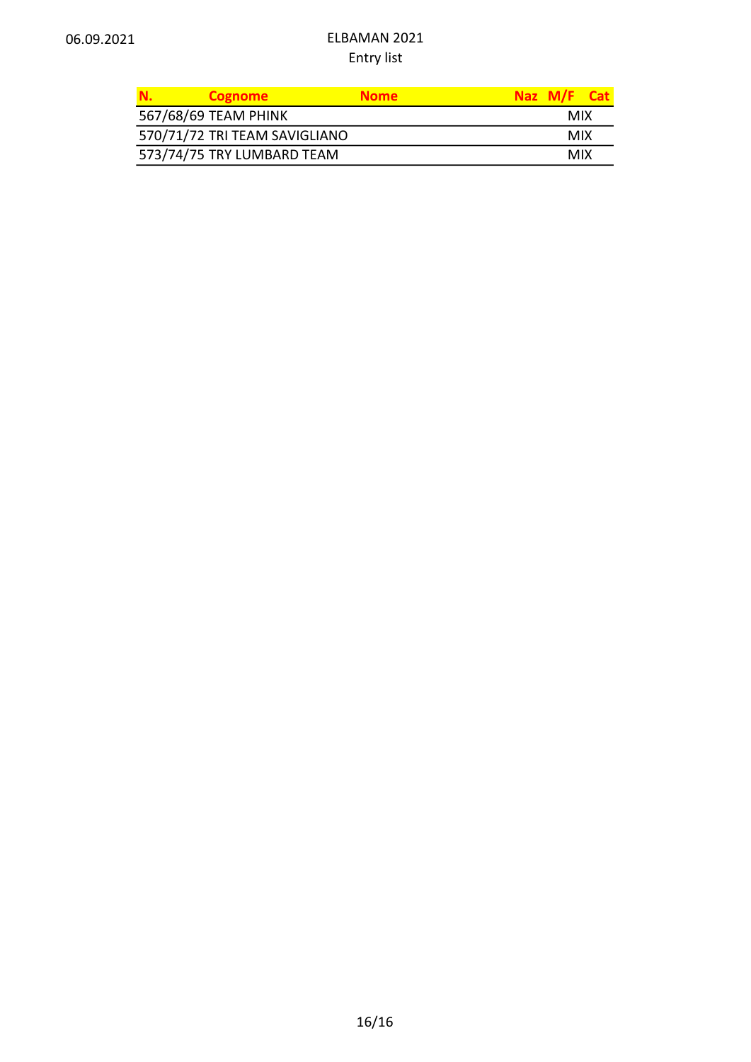06.09.2021

ELBAMAN 2021
Entry list

| N. | Cognome | Nome | Naz | M/F | Cat |
|---|---|---|---|---|---|
| 567/68/69 | TEAM PHINK | | | MIX | |
| 570/71/72 | TRI TEAM SAVIGLIANO | | | MIX | |
| 573/74/75 | TRY LUMBARD TEAM | | | MIX | |